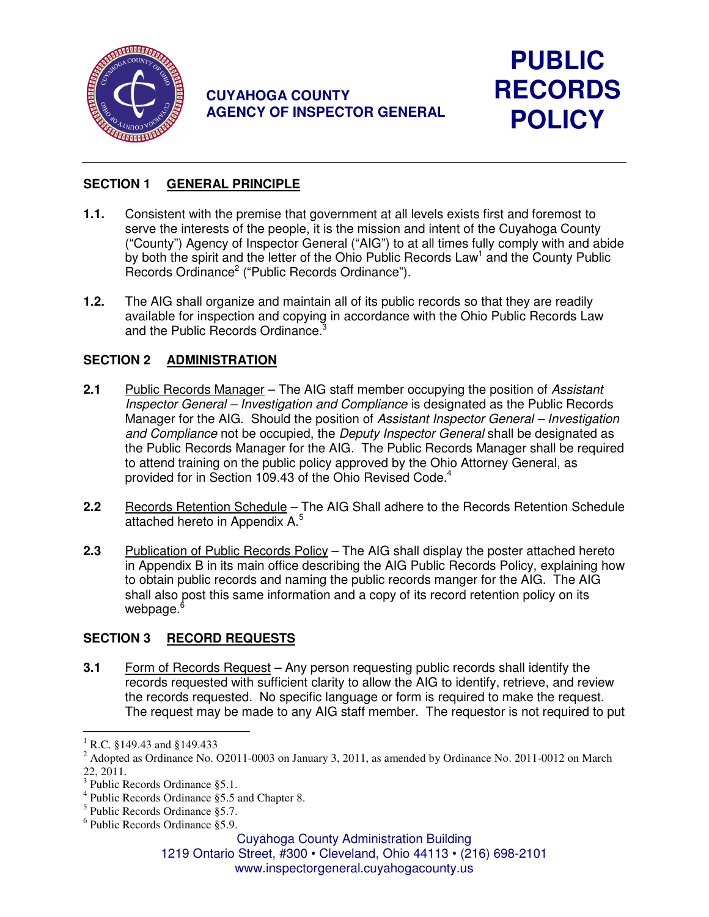**CUYAHOGA COUNTY**
**AGENCY OF INSPECTOR GENERAL**

# PUBLIC RECORDS POLICY

## SECTION 1 GENERAL PRINCIPLE

**1.1.** Consistent with the premise that government at all levels exists first and foremost to serve the interests of the people, it is the mission and intent of the Cuyahoga County ("County") Agency of Inspector General ("AIG") to at all times fully comply with and abide by both the spirit and the letter of the Ohio Public Records Law[1] and the County Public Records Ordinance[2] ("Public Records Ordinance").

**1.2.** The AIG shall organize and maintain all of its public records so that they are readily available for inspection and copying in accordance with the Ohio Public Records Law and the Public Records Ordinance.[3]

## SECTION 2 ADMINISTRATION

**2.1** Public Records Manager – The AIG staff member occupying the position of *Assistant Inspector General – Investigation and Compliance* is designated as the Public Records Manager for the AIG. Should the position of *Assistant Inspector General – Investigation and Compliance* not be occupied, the *Deputy Inspector General* shall be designated as the Public Records Manager for the AIG. The Public Records Manager shall be required to attend training on the public policy approved by the Ohio Attorney General, as provided for in Section 109.43 of the Ohio Revised Code.[4]

**2.2** Records Retention Schedule – The AIG Shall adhere to the Records Retention Schedule attached hereto in Appendix A.[5]

**2.3** Publication of Public Records Policy – The AIG shall display the poster attached hereto in Appendix B in its main office describing the AIG Public Records Policy, explaining how to obtain public records and naming the public records manger for the AIG. The AIG shall also post this same information and a copy of its record retention policy on its webpage.[6]

## SECTION 3 RECORD REQUESTS

**3.1** Form of Records Request – Any person requesting public records shall identify the records requested with sufficient clarity to allow the AIG to identify, retrieve, and review the records requested. No specific language or form is required to make the request. The request may be made to any AIG staff member. The requestor is not required to put

---

[1] R.C. §149.43 and §149.433

[2] Adopted as Ordinance No. O2011-0003 on January 3, 2011, as amended by Ordinance No. 2011-0012 on March 22, 2011.

[3] Public Records Ordinance §5.1.

[4] Public Records Ordinance §5.5 and Chapter 8.

[5] Public Records Ordinance §5.7.

[6] Public Records Ordinance §5.9.

Cuyahoga County Administration Building
1219 Ontario Street, #300 • Cleveland, Ohio 44113 • (216) 698-2101
www.inspectorgeneral.cuyahogacounty.us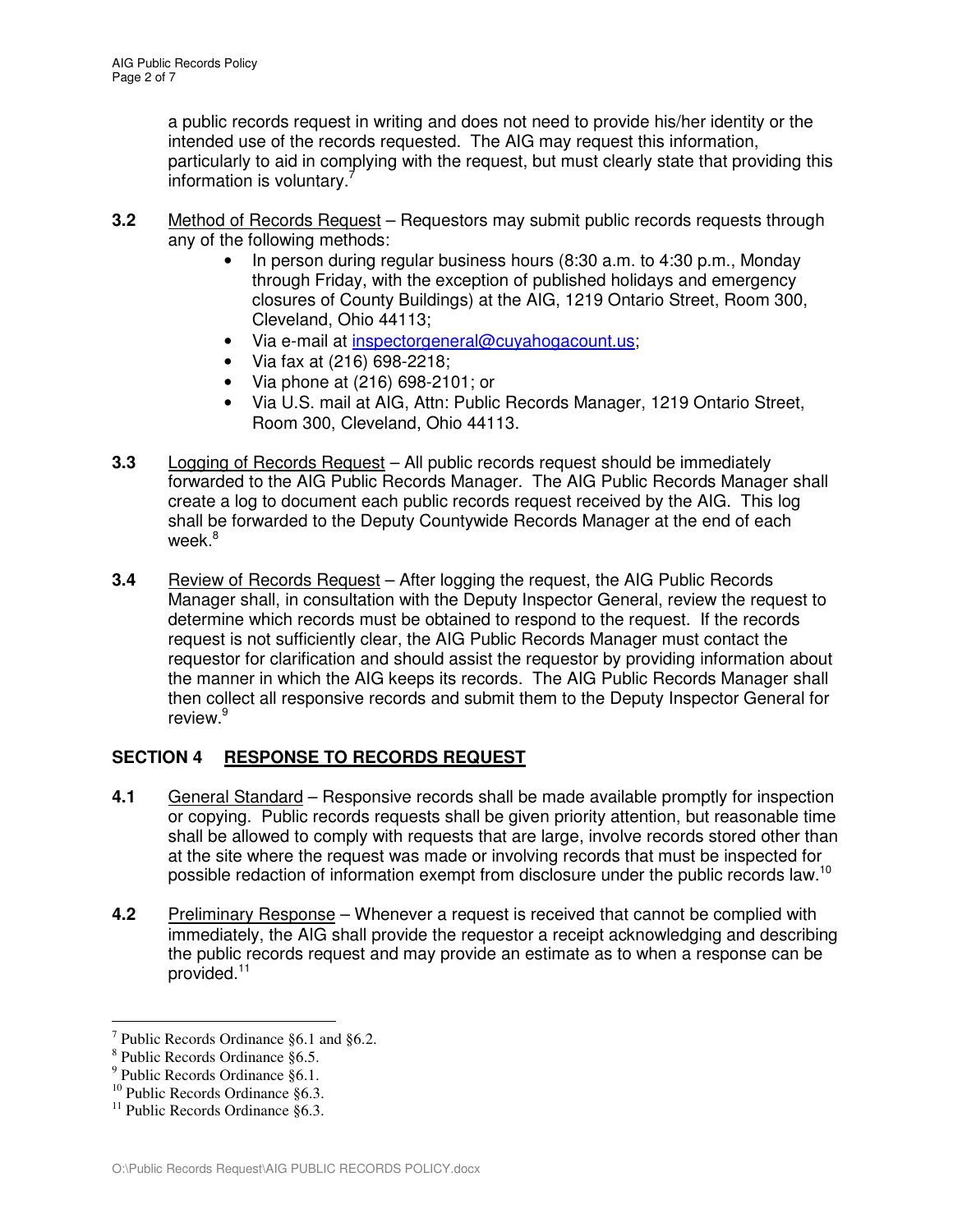a public records request in writing and does not need to provide his/her identity or the intended use of the records requested. The AIG may request this information, particularly to aid in complying with the request, but must clearly state that providing this information is voluntary.[7]

**3.2** Method of Records Request – Requestors may submit public records requests through any of the following methods:

- In person during regular business hours (8:30 a.m. to 4:30 p.m., Monday through Friday, with the exception of published holidays and emergency closures of County Buildings) at the AIG, 1219 Ontario Street, Room 300, Cleveland, Ohio 44113;
- Via e-mail at inspectorgeneral@cuyahogacount.us;
- Via fax at (216) 698-2218;
- Via phone at (216) 698-2101; or
- Via U.S. mail at AIG, Attn: Public Records Manager, 1219 Ontario Street, Room 300, Cleveland, Ohio 44113.

**3.3** Logging of Records Request – All public records request should be immediately forwarded to the AIG Public Records Manager. The AIG Public Records Manager shall create a log to document each public records request received by the AIG. This log shall be forwarded to the Deputy Countywide Records Manager at the end of each week.[8]

**3.4** Review of Records Request – After logging the request, the AIG Public Records Manager shall, in consultation with the Deputy Inspector General, review the request to determine which records must be obtained to respond to the request. If the records request is not sufficiently clear, the AIG Public Records Manager must contact the requestor for clarification and should assist the requestor by providing information about the manner in which the AIG keeps its records. The AIG Public Records Manager shall then collect all responsive records and submit them to the Deputy Inspector General for review.[9]

## SECTION 4 RESPONSE TO RECORDS REQUEST

**4.1** General Standard – Responsive records shall be made available promptly for inspection or copying. Public records requests shall be given priority attention, but reasonable time shall be allowed to comply with requests that are large, involve records stored other than at the site where the request was made or involving records that must be inspected for possible redaction of information exempt from disclosure under the public records law.[10]

**4.2** Preliminary Response – Whenever a request is received that cannot be complied with immediately, the AIG shall provide the requestor a receipt acknowledging and describing the public records request and may provide an estimate as to when a response can be provided.[11]

---

[7] Public Records Ordinance §6.1 and §6.2.

[8] Public Records Ordinance §6.5.

[9] Public Records Ordinance §6.1.

[10] Public Records Ordinance §6.3.

[11] Public Records Ordinance §6.3.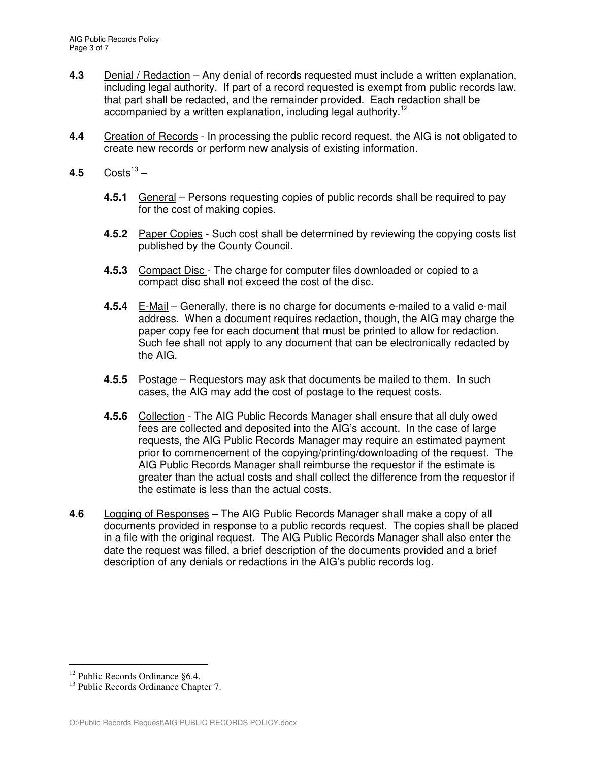**4.3** Denial / Redaction – Any denial of records requested must include a written explanation, including legal authority. If part of a record requested is exempt from public records law, that part shall be redacted, and the remainder provided. Each redaction shall be accompanied by a written explanation, including legal authority.[12]

**4.4** Creation of Records - In processing the public record request, the AIG is not obligated to create new records or perform new analysis of existing information.

**4.5** Costs[13] –

**4.5.1** General – Persons requesting copies of public records shall be required to pay for the cost of making copies.

**4.5.2** Paper Copies - Such cost shall be determined by reviewing the copying costs list published by the County Council.

**4.5.3** Compact Disc - The charge for computer files downloaded or copied to a compact disc shall not exceed the cost of the disc.

**4.5.4** E-Mail – Generally, there is no charge for documents e-mailed to a valid e-mail address. When a document requires redaction, though, the AIG may charge the paper copy fee for each document that must be printed to allow for redaction. Such fee shall not apply to any document that can be electronically redacted by the AIG.

**4.5.5** Postage – Requestors may ask that documents be mailed to them. In such cases, the AIG may add the cost of postage to the request costs.

**4.5.6** Collection - The AIG Public Records Manager shall ensure that all duly owed fees are collected and deposited into the AIG's account. In the case of large requests, the AIG Public Records Manager may require an estimated payment prior to commencement of the copying/printing/downloading of the request. The AIG Public Records Manager shall reimburse the requestor if the estimate is greater than the actual costs and shall collect the difference from the requestor if the estimate is less than the actual costs.

**4.6** Logging of Responses – The AIG Public Records Manager shall make a copy of all documents provided in response to a public records request. The copies shall be placed in a file with the original request. The AIG Public Records Manager shall also enter the date the request was filled, a brief description of the documents provided and a brief description of any denials or redactions in the AIG's public records log.

---

[12] Public Records Ordinance §6.4.

[13] Public Records Ordinance Chapter 7.